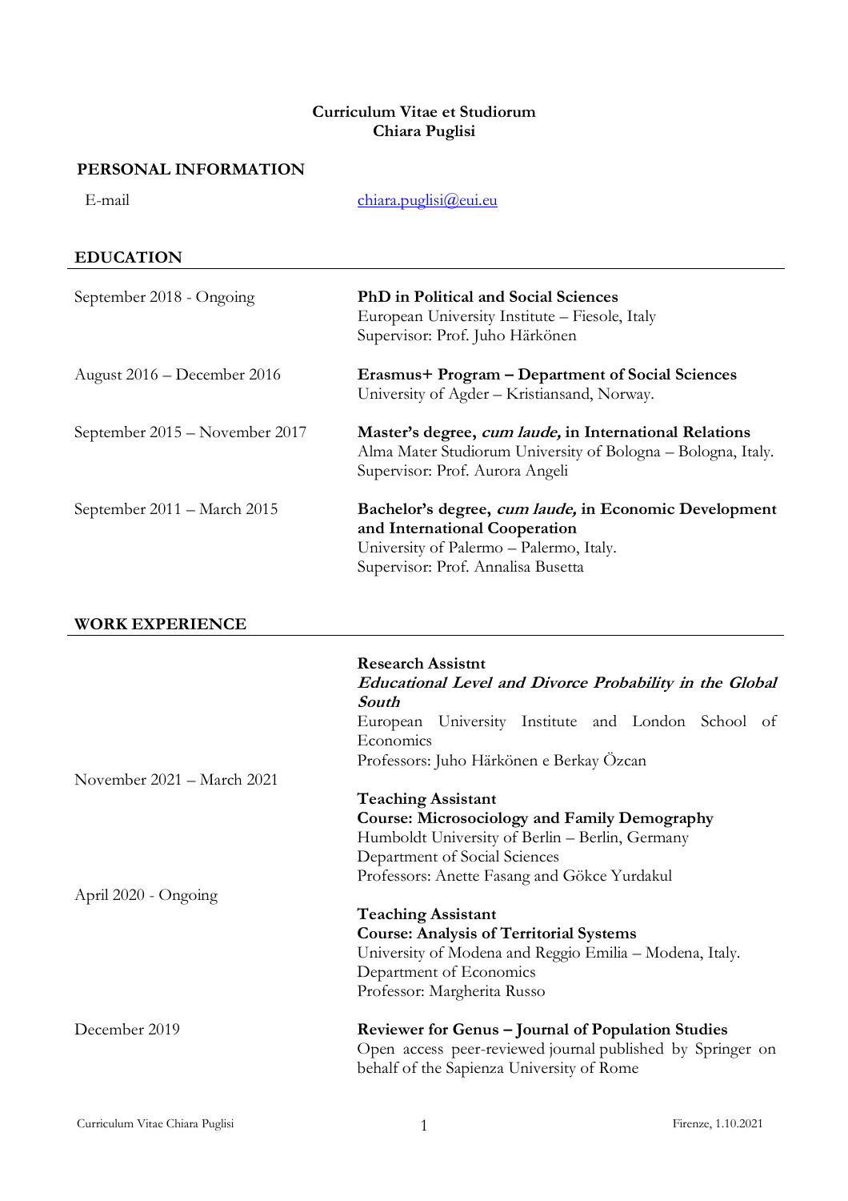**Curriculum Vitae et Studiorum**
**Chiara Puglisi**

## PERSONAL INFORMATION

E-mail: chiara.puglisi@eui.eu

## EDUCATION

| | |
|---|---|
| September 2018 - Ongoing | **PhD in Political and Social Sciences**<br>European University Institute – Fiesole, Italy<br>Supervisor: Prof. Juho Härkönen |
| August 2016 – December 2016 | **Erasmus+ Program – Department of Social Sciences**<br>University of Agder – Kristiansand, Norway. |
| September 2015 – November 2017 | **Master's degree, *cum laude,* in International Relations**<br>Alma Mater Studiorum University of Bologna – Bologna, Italy.<br>Supervisor: Prof. Aurora Angeli |
| September 2011 – March 2015 | **Bachelor's degree, *cum laude,* in Economic Development and International Cooperation**<br>University of Palermo – Palermo, Italy.<br>Supervisor: Prof. Annalisa Busetta |

## WORK EXPERIENCE

| | |
|---|---|
| November 2021 – March 2021 | **Research Assistnt**<br>***Educational Level and Divorce Probability in the Global South***<br>European University Institute and London School of Economics<br>Professors: Juho Härkönen e Berkay Özcan |
| April 2020 - Ongoing | **Teaching Assistant**<br>**Course: Microsociology and Family Demography**<br>Humboldt University of Berlin – Berlin, Germany<br>Department of Social Sciences<br>Professors: Anette Fasang and Gökce Yurdakul |
| | **Teaching Assistant**<br>**Course: Analysis of Territorial Systems**<br>University of Modena and Reggio Emilia – Modena, Italy.<br>Department of Economics<br>Professor: Margherita Russo |
| December 2019 | **Reviewer for Genus – Journal of Population Studies**<br>Open access peer-reviewed journal published by Springer on behalf of the Sapienza University of Rome |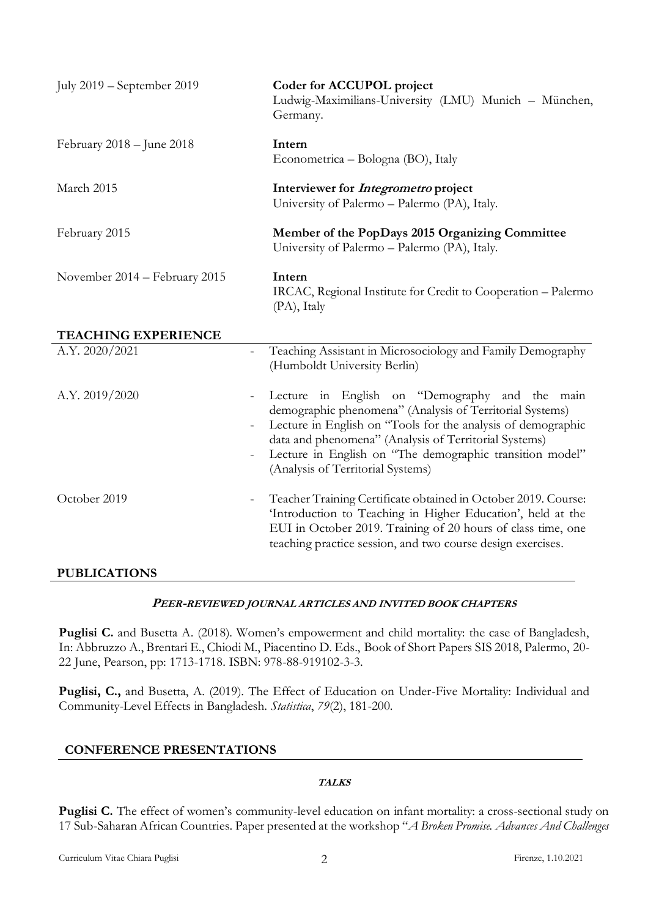July 2019 – September 2019 — **Coder for ACCUPOL project**
Ludwig-Maximilians-University (LMU) Munich – München, Germany.

February 2018 – June 2018 — **Intern**
Econometrica – Bologna (BO), Italy

March 2015 — **Interviewer for *Integrometro* project**
University of Palermo – Palermo (PA), Italy.

February 2015 — **Member of the PopDays 2015 Organizing Committee**
University of Palermo – Palermo (PA), Italy.

November 2014 – February 2015 — **Intern**
IRCAC, Regional Institute for Credit to Cooperation – Palermo (PA), Italy

## TEACHING EXPERIENCE

A.Y. 2020/2021
- Teaching Assistant in Microsociology and Family Demography (Humboldt University Berlin)

A.Y. 2019/2020
- Lecture in English on "Demography and the main demographic phenomena" (Analysis of Territorial Systems)
- Lecture in English on "Tools for the analysis of demographic data and phenomena" (Analysis of Territorial Systems)
- Lecture in English on "The demographic transition model" (Analysis of Territorial Systems)

October 2019
- Teacher Training Certificate obtained in October 2019. Course: 'Introduction to Teaching in Higher Education', held at the EUI in October 2019. Training of 20 hours of class time, one teaching practice session, and two course design exercises.

## PUBLICATIONS

### *PEER-REVIEWED JOURNAL ARTICLES AND INVITED BOOK CHAPTERS*

**Puglisi C.** and Busetta A. (2018). Women's empowerment and child mortality: the case of Bangladesh, In: Abbruzzo A., Brentari E., Chiodi M., Piacentino D. Eds., Book of Short Papers SIS 2018, Palermo, 20-22 June, Pearson, pp: 1713-1718. ISBN: 978-88-919102-3-3.

**Puglisi, C.,** and Busetta, A. (2019). The Effect of Education on Under-Five Mortality: Individual and Community-Level Effects in Bangladesh. *Statistica*, *79*(2), 181-200.

## CONFERENCE PRESENTATIONS

### *TALKS*

**Puglisi C.** The effect of women's community-level education on infant mortality: a cross-sectional study on 17 Sub-Saharan African Countries. Paper presented at the workshop "*A Broken Promise. Advances And Challenges*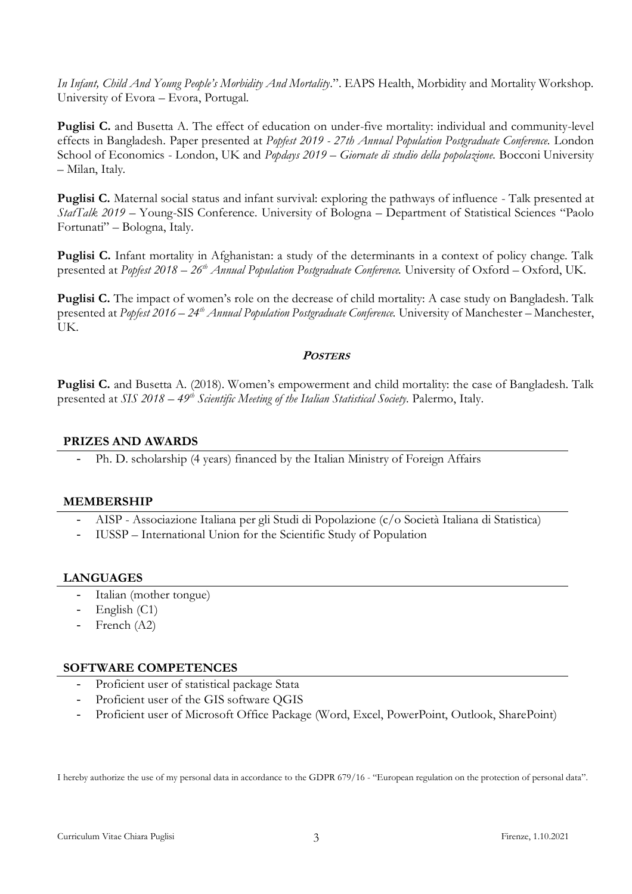*In Infant, Child And Young People's Morbidity And Mortality*.". EAPS Health, Morbidity and Mortality Workshop. University of Evora – Evora, Portugal.

**Puglisi C.** and Busetta A. The effect of education on under-five mortality: individual and community-level effects in Bangladesh. Paper presented at *Popfest 2019 - 27th Annual Population Postgraduate Conference*. London School of Economics - London, UK and *Popdays 2019 – Giornate di studio della popolazione*. Bocconi University – Milan, Italy.

**Puglisi C.** Maternal social status and infant survival: exploring the pathways of influence - Talk presented at *StatTalk 2019* – Young-SIS Conference. University of Bologna – Department of Statistical Sciences "Paolo Fortunati" – Bologna, Italy.

**Puglisi C.** Infant mortality in Afghanistan: a study of the determinants in a context of policy change. Talk presented at *Popfest 2018 – 26th Annual Population Postgraduate Conference*. University of Oxford – Oxford, UK.

**Puglisi C.** The impact of women's role on the decrease of child mortality: A case study on Bangladesh. Talk presented at *Popfest 2016 – 24th Annual Population Postgraduate Conference*. University of Manchester – Manchester, UK.

### *POSTERS*

**Puglisi C.** and Busetta A. (2018). Women's empowerment and child mortality: the case of Bangladesh. Talk presented at *SIS 2018 – 49th Scientific Meeting of the Italian Statistical Society*. Palermo, Italy.

## PRIZES AND AWARDS

- Ph. D. scholarship (4 years) financed by the Italian Ministry of Foreign Affairs

## MEMBERSHIP

- AISP - Associazione Italiana per gli Studi di Popolazione (c/o Società Italiana di Statistica)
- IUSSP – International Union for the Scientific Study of Population

## LANGUAGES

- Italian (mother tongue)
- English (C1)
- French (A2)

## SOFTWARE COMPETENCES

- Proficient user of statistical package Stata
- Proficient user of the GIS software QGIS
- Proficient user of Microsoft Office Package (Word, Excel, PowerPoint, Outlook, SharePoint)

I hereby authorize the use of my personal data in accordance to the GDPR 679/16 - "European regulation on the protection of personal data".

Curriculum Vitae Chiara Puglisi — Firenze, 1.10.2021